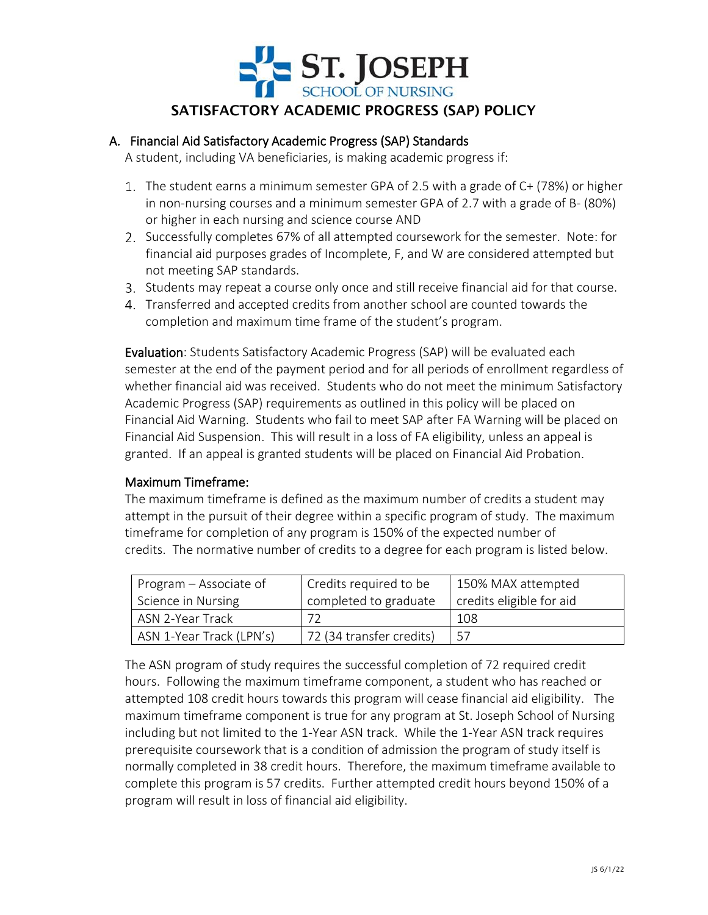# ST. JOSEPH SCHOOL OF NURSING

## SATISFACTORY ACADEMIC PROGRESS (SAP) POLICY

### A. Financial Aid Satisfactory Academic Progress (SAP) Standards

A student, including VA beneficiaries, is making academic progress if:

1. The student earns a minimum semester GPA of 2.5 with a grade of C+ (78%) or higher in non-nursing courses and a minimum semester GPA of 2.7 with a grade of B- (80%) or higher in each nursing and science course AND
2. Successfully completes 67% of all attempted coursework for the semester. Note: for financial aid purposes grades of Incomplete, F, and W are considered attempted but not meeting SAP standards.
3. Students may repeat a course only once and still receive financial aid for that course.
4. Transferred and accepted credits from another school are counted towards the completion and maximum time frame of the student's program.

**Evaluation**: Students Satisfactory Academic Progress (SAP) will be evaluated each semester at the end of the payment period and for all periods of enrollment regardless of whether financial aid was received. Students who do not meet the minimum Satisfactory Academic Progress (SAP) requirements as outlined in this policy will be placed on Financial Aid Warning. Students who fail to meet SAP after FA Warning will be placed on Financial Aid Suspension. This will result in a loss of FA eligibility, unless an appeal is granted. If an appeal is granted students will be placed on Financial Aid Probation.

**Maximum Timeframe:**

The maximum timeframe is defined as the maximum number of credits a student may attempt in the pursuit of their degree within a specific program of study. The maximum timeframe for completion of any program is 150% of the expected number of credits. The normative number of credits to a degree for each program is listed below.

| Program – Associate of Science in Nursing | Credits required to be completed to graduate | 150% MAX attempted credits eligible for aid |
|---|---|---|
| ASN 2-Year Track | 72 | 108 |
| ASN 1-Year Track (LPN's) | 72 (34 transfer credits) | 57 |

The ASN program of study requires the successful completion of 72 required credit hours. Following the maximum timeframe component, a student who has reached or attempted 108 credit hours towards this program will cease financial aid eligibility. The maximum timeframe component is true for any program at St. Joseph School of Nursing including but not limited to the 1-Year ASN track. While the 1-Year ASN track requires prerequisite coursework that is a condition of admission the program of study itself is normally completed in 38 credit hours. Therefore, the maximum timeframe available to complete this program is 57 credits. Further attempted credit hours beyond 150% of a program will result in loss of financial aid eligibility.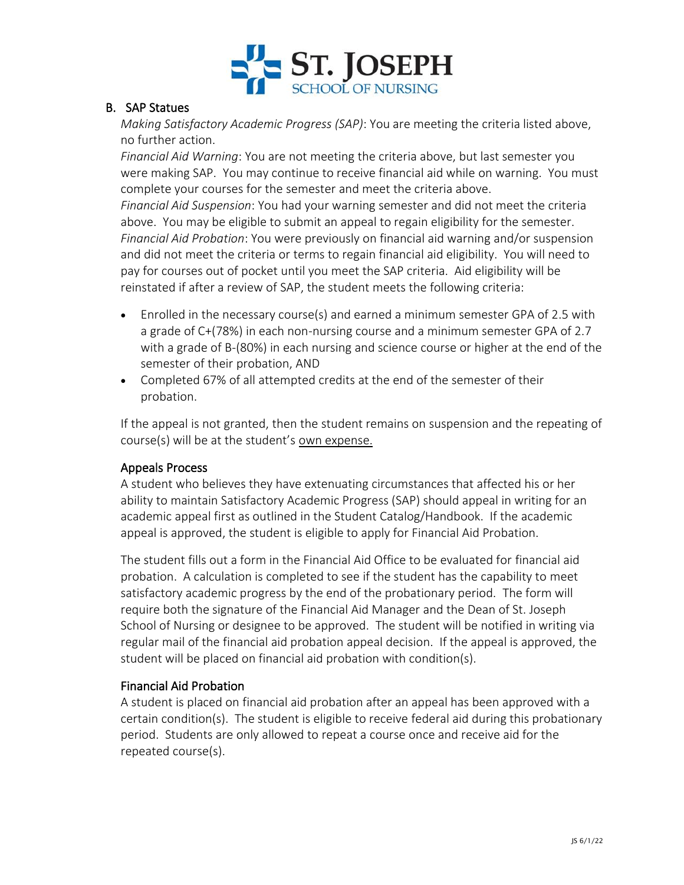## B. SAP Statues

*Making Satisfactory Academic Progress (SAP)*: You are meeting the criteria listed above, no further action.

*Financial Aid Warning*: You are not meeting the criteria above, but last semester you were making SAP. You may continue to receive financial aid while on warning. You must complete your courses for the semester and meet the criteria above.

*Financial Aid Suspension*: You had your warning semester and did not meet the criteria above. You may be eligible to submit an appeal to regain eligibility for the semester.

*Financial Aid Probation*: You were previously on financial aid warning and/or suspension and did not meet the criteria or terms to regain financial aid eligibility. You will need to pay for courses out of pocket until you meet the SAP criteria. Aid eligibility will be reinstated if after a review of SAP, the student meets the following criteria:

- Enrolled in the necessary course(s) and earned a minimum semester GPA of 2.5 with a grade of C+(78%) in each non-nursing course and a minimum semester GPA of 2.7 with a grade of B-(80%) in each nursing and science course or higher at the end of the semester of their probation, AND
- Completed 67% of all attempted credits at the end of the semester of their probation.

If the appeal is not granted, then the student remains on suspension and the repeating of course(s) will be at the student's <u>own expense.</u>

### Appeals Process

A student who believes they have extenuating circumstances that affected his or her ability to maintain Satisfactory Academic Progress (SAP) should appeal in writing for an academic appeal first as outlined in the Student Catalog/Handbook. If the academic appeal is approved, the student is eligible to apply for Financial Aid Probation.

The student fills out a form in the Financial Aid Office to be evaluated for financial aid probation. A calculation is completed to see if the student has the capability to meet satisfactory academic progress by the end of the probationary period. The form will require both the signature of the Financial Aid Manager and the Dean of St. Joseph School of Nursing or designee to be approved. The student will be notified in writing via regular mail of the financial aid probation appeal decision. If the appeal is approved, the student will be placed on financial aid probation with condition(s).

### Financial Aid Probation

A student is placed on financial aid probation after an appeal has been approved with a certain condition(s). The student is eligible to receive federal aid during this probationary period. Students are only allowed to repeat a course once and receive aid for the repeated course(s).